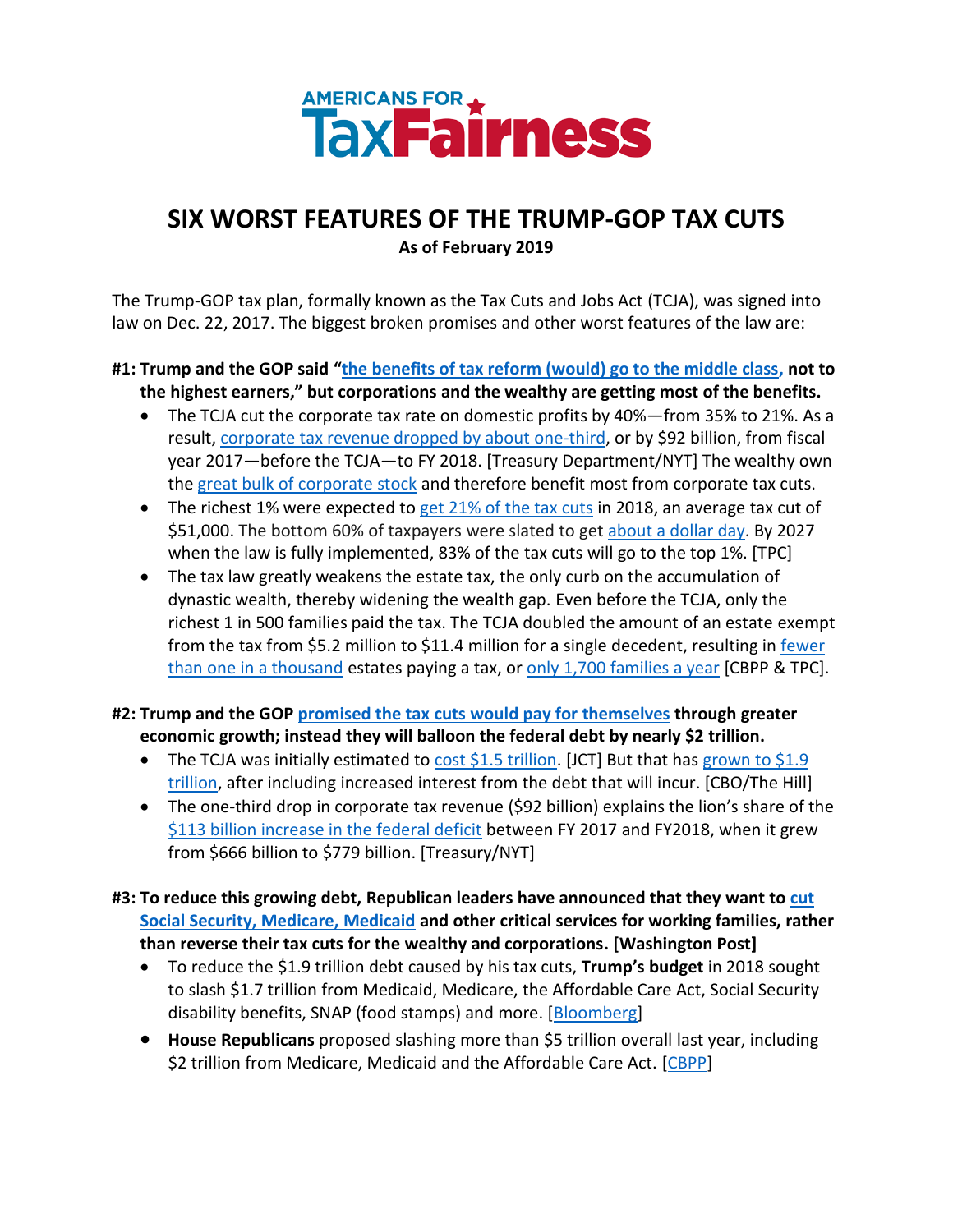AMERICANS FOR TaxFairness

# SIX WORST FEATURES OF THE TRUMP-GOP TAX CUTS

**As of February 2019**

The Trump-GOP tax plan, formally known as the Tax Cuts and Jobs Act (TCJA), was signed into law on Dec. 22, 2017. The biggest broken promises and other worst features of the law are:

**#1: Trump and the GOP said "the benefits of tax reform (would) go to the middle class, not to the highest earners," but corporations and the wealthy are getting most of the benefits.**

- The TCJA cut the corporate tax rate on domestic profits by 40%—from 35% to 21%. As a result, corporate tax revenue dropped by about one-third, or by $92 billion, from fiscal year 2017—before the TCJA—to FY 2018. [Treasury Department/NYT] The wealthy own the great bulk of corporate stock and therefore benefit most from corporate tax cuts.
- The richest 1% were expected to get 21% of the tax cuts in 2018, an average tax cut of $51,000. The bottom 60% of taxpayers were slated to get about a dollar day. By 2027 when the law is fully implemented, 83% of the tax cuts will go to the top 1%. [TPC]
- The tax law greatly weakens the estate tax, the only curb on the accumulation of dynastic wealth, thereby widening the wealth gap. Even before the TCJA, only the richest 1 in 500 families paid the tax. The TCJA doubled the amount of an estate exempt from the tax from $5.2 million to $11.4 million for a single decedent, resulting in fewer than one in a thousand estates paying a tax, or only 1,700 families a year [CBPP & TPC].

**#2: Trump and the GOP promised the tax cuts would pay for themselves through greater economic growth; instead they will balloon the federal debt by nearly $2 trillion.**

- The TCJA was initially estimated to cost $1.5 trillion. [JCT] But that has grown to $1.9 trillion, after including increased interest from the debt that will incur. [CBO/The Hill]
- The one-third drop in corporate tax revenue ($92 billion) explains the lion's share of the $113 billion increase in the federal deficit between FY 2017 and FY2018, when it grew from $666 billion to $779 billion. [Treasury/NYT]

**#3: To reduce this growing debt, Republican leaders have announced that they want to cut Social Security, Medicare, Medicaid and other critical services for working families, rather than reverse their tax cuts for the wealthy and corporations. [Washington Post]**

- To reduce the $1.9 trillion debt caused by his tax cuts, **Trump's budget** in 2018 sought to slash $1.7 trillion from Medicaid, Medicare, the Affordable Care Act, Social Security disability benefits, SNAP (food stamps) and more. [Bloomberg]
- **House Republicans** proposed slashing more than $5 trillion overall last year, including $2 trillion from Medicare, Medicaid and the Affordable Care Act. [CBPP]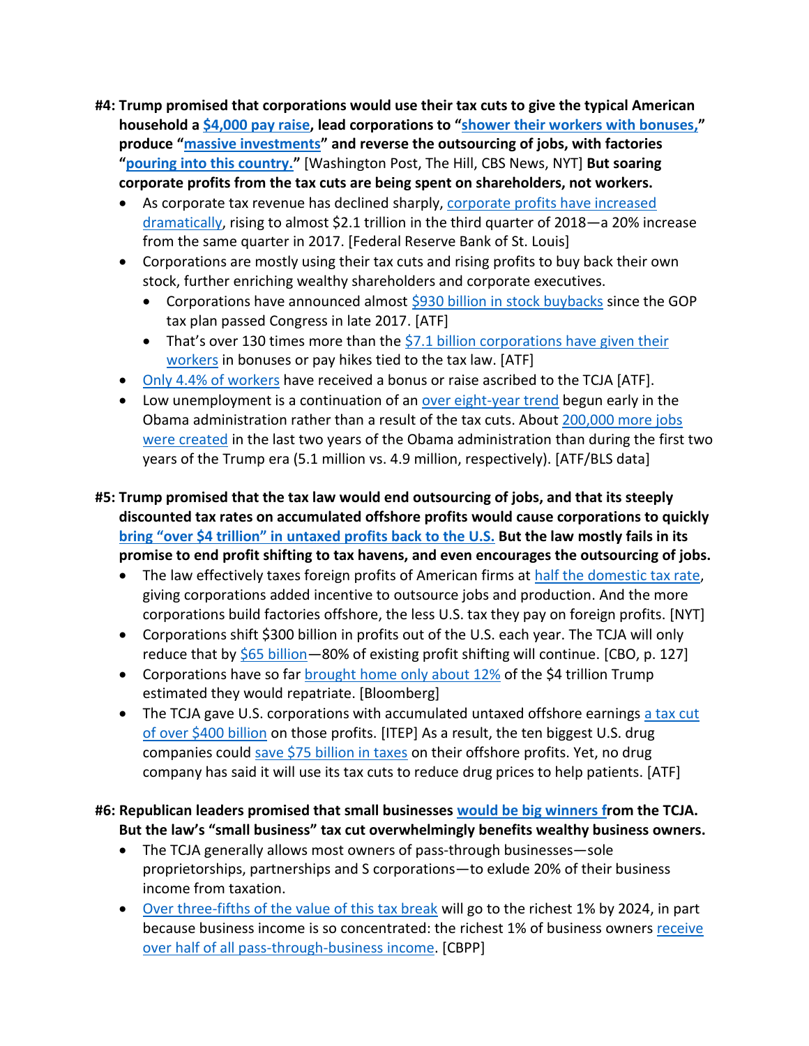**#4: Trump promised that corporations would use their tax cuts to give the typical American household a $4,000 pay raise, lead corporations to "shower their workers with bonuses," produce "massive investments" and reverse the outsourcing of jobs, with factories "pouring into this country."** [Washington Post, The Hill, CBS News, NYT] **But soaring corporate profits from the tax cuts are being spent on shareholders, not workers.**

- As corporate tax revenue has declined sharply, corporate profits have increased dramatically, rising to almost $2.1 trillion in the third quarter of 2018—a 20% increase from the same quarter in 2017. [Federal Reserve Bank of St. Louis]
- Corporations are mostly using their tax cuts and rising profits to buy back their own stock, further enriching wealthy shareholders and corporate executives.
  - Corporations have announced almost $930 billion in stock buybacks since the GOP tax plan passed Congress in late 2017. [ATF]
  - That's over 130 times more than the $7.1 billion corporations have given their workers in bonuses or pay hikes tied to the tax law. [ATF]
- Only 4.4% of workers have received a bonus or raise ascribed to the TCJA [ATF].
- Low unemployment is a continuation of an over eight-year trend begun early in the Obama administration rather than a result of the tax cuts. About 200,000 more jobs were created in the last two years of the Obama administration than during the first two years of the Trump era (5.1 million vs. 4.9 million, respectively). [ATF/BLS data]

**#5: Trump promised that the tax law would end outsourcing of jobs, and that its steeply discounted tax rates on accumulated offshore profits would cause corporations to quickly bring "over $4 trillion" in untaxed profits back to the U.S. But the law mostly fails in its promise to end profit shifting to tax havens, and even encourages the outsourcing of jobs.**

- The law effectively taxes foreign profits of American firms at half the domestic tax rate, giving corporations added incentive to outsource jobs and production. And the more corporations build factories offshore, the less U.S. tax they pay on foreign profits. [NYT]
- Corporations shift $300 billion in profits out of the U.S. each year. The TCJA will only reduce that by $65 billion—80% of existing profit shifting will continue. [CBO, p. 127]
- Corporations have so far brought home only about 12% of the $4 trillion Trump estimated they would repatriate. [Bloomberg]
- The TCJA gave U.S. corporations with accumulated untaxed offshore earnings a tax cut of over $400 billion on those profits. [ITEP] As a result, the ten biggest U.S. drug companies could save $75 billion in taxes on their offshore profits. Yet, no drug company has said it will use its tax cuts to reduce drug prices to help patients. [ATF]

**#6: Republican leaders promised that small businesses would be big winners from the TCJA. But the law's "small business" tax cut overwhelmingly benefits wealthy business owners.**

- The TCJA generally allows most owners of pass-through businesses—sole proprietorships, partnerships and S corporations—to exlude 20% of their business income from taxation.
- Over three-fifths of the value of this tax break will go to the richest 1% by 2024, in part because business income is so concentrated: the richest 1% of business owners receive over half of all pass-through-business income. [CBPP]